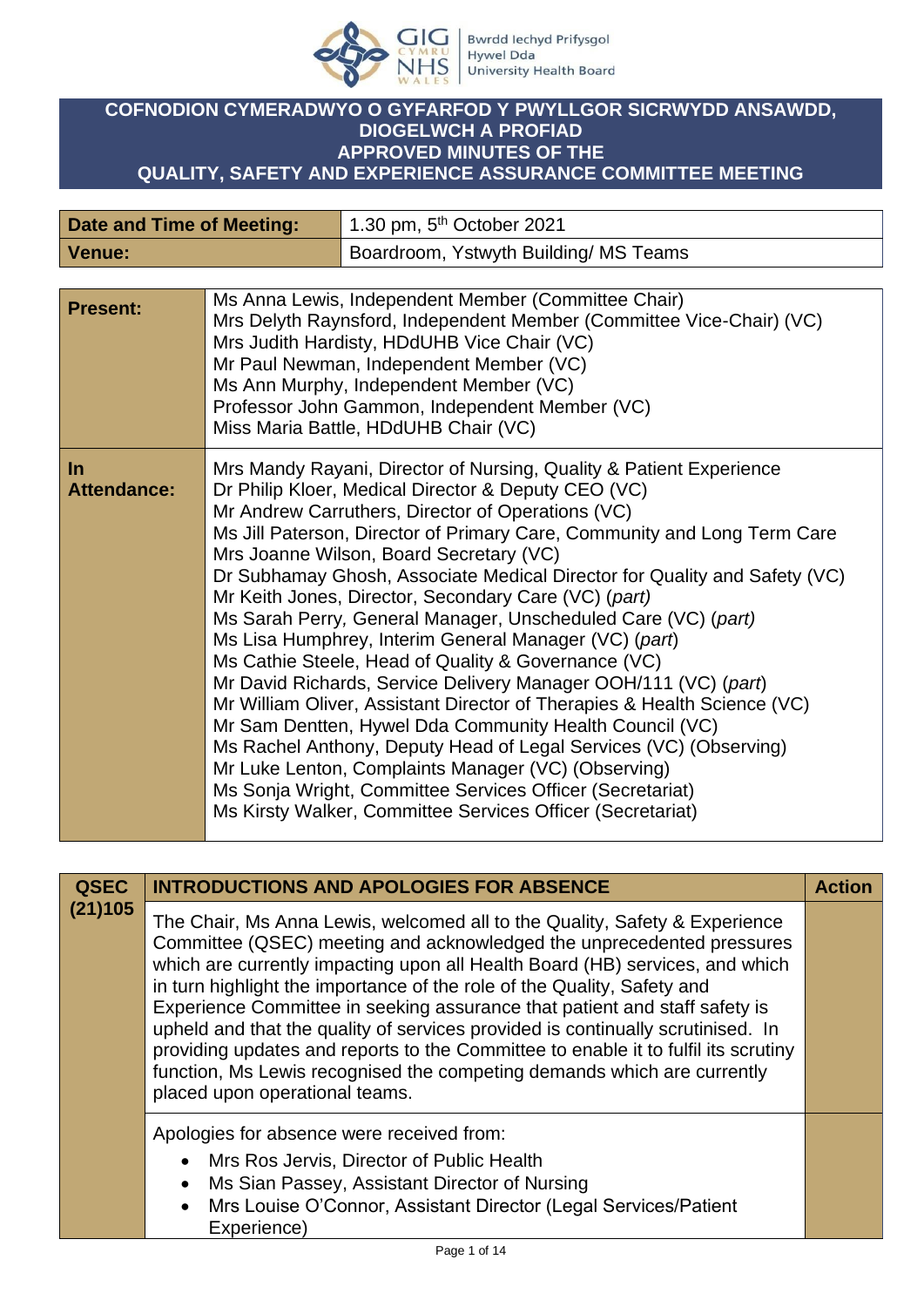# COFNODION CYMERADWYO O GYFARFOD Y PWYLLGOR SICRWYDD ANSAWDD, DIOGELWCH A PROFIAD
# APPROVED MINUTES OF THE QUALITY, SAFETY AND EXPERIENCE ASSURANCE COMMITTEE MEETING

| Date and Time of Meeting: | 1.30 pm, 5th October 2021 |
|---|---|
| Venue: | Boardroom, Ystwyth Building/ MS Teams |

| | |
|---|---|
| **Present:** | Ms Anna Lewis, Independent Member (Committee Chair)<br>Mrs Delyth Raynsford, Independent Member (Committee Vice-Chair) (VC)<br>Mrs Judith Hardisty, HDdUHB Vice Chair (VC)<br>Mr Paul Newman, Independent Member (VC)<br>Ms Ann Murphy, Independent Member (VC)<br>Professor John Gammon, Independent Member (VC)<br>Miss Maria Battle, HDdUHB Chair (VC) |
| **In Attendance:** | Mrs Mandy Rayani, Director of Nursing, Quality & Patient Experience<br>Dr Philip Kloer, Medical Director & Deputy CEO (VC)<br>Mr Andrew Carruthers, Director of Operations (VC)<br>Ms Jill Paterson, Director of Primary Care, Community and Long Term Care<br>Mrs Joanne Wilson, Board Secretary (VC)<br>Dr Subhamay Ghosh, Associate Medical Director for Quality and Safety (VC)<br>Mr Keith Jones, Director, Secondary Care (VC) (*part)*<br>Ms Sarah Perry*,* General Manager, Unscheduled Care (VC) (*part)*<br>Ms Lisa Humphrey, Interim General Manager (VC) (*part*)<br>Ms Cathie Steele, Head of Quality & Governance (VC)<br>Mr David Richards, Service Delivery Manager OOH/111 (VC) (*part*)<br>Mr William Oliver, Assistant Director of Therapies & Health Science (VC)<br>Mr Sam Dentten, Hywel Dda Community Health Council (VC)<br>Ms Rachel Anthony, Deputy Head of Legal Services (VC) (Observing)<br>Mr Luke Lenton, Complaints Manager (VC) (Observing)<br>Ms Sonja Wright, Committee Services Officer (Secretariat)<br>Ms Kirsty Walker, Committee Services Officer (Secretariat) |

| QSEC (21)105 | INTRODUCTIONS AND APOLOGIES FOR ABSENCE | Action |
|---|---|---|
| | The Chair, Ms Anna Lewis, welcomed all to the Quality, Safety & Experience Committee (QSEC) meeting and acknowledged the unprecedented pressures which are currently impacting upon all Health Board (HB) services, and which in turn highlight the importance of the role of the Quality, Safety and Experience Committee in seeking assurance that patient and staff safety is upheld and that the quality of services provided is continually scrutinised. In providing updates and reports to the Committee to enable it to fulfil its scrutiny function, Ms Lewis recognised the competing demands which are currently placed upon operational teams. | |
| | Apologies for absence were received from:<br>• Mrs Ros Jervis, Director of Public Health<br>• Ms Sian Passey, Assistant Director of Nursing<br>• Mrs Louise O'Connor, Assistant Director (Legal Services/Patient Experience) | |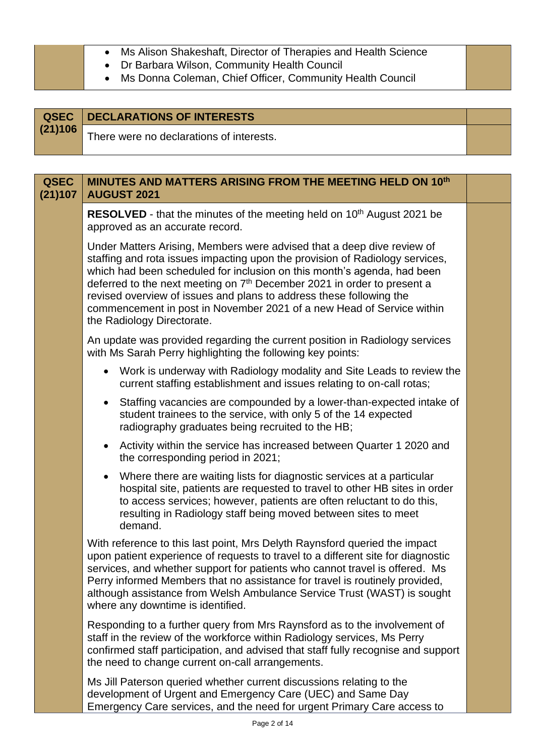- Ms Alison Shakeshaft, Director of Therapies and Health Science
- Dr Barbara Wilson, Community Health Council
- Ms Donna Coleman, Chief Officer, Community Health Council

## QSEC (21)106 DECLARATIONS OF INTERESTS

There were no declarations of interests.

## QSEC (21)107 MINUTES AND MATTERS ARISING FROM THE MEETING HELD ON 10th AUGUST 2021

**RESOLVED** - that the minutes of the meeting held on 10th August 2021 be approved as an accurate record.

Under Matters Arising, Members were advised that a deep dive review of staffing and rota issues impacting upon the provision of Radiology services, which had been scheduled for inclusion on this month's agenda, had been deferred to the next meeting on 7th December 2021 in order to present a revised overview of issues and plans to address these following the commencement in post in November 2021 of a new Head of Service within the Radiology Directorate.

An update was provided regarding the current position in Radiology services with Ms Sarah Perry highlighting the following key points:

- Work is underway with Radiology modality and Site Leads to review the current staffing establishment and issues relating to on-call rotas;
- Staffing vacancies are compounded by a lower-than-expected intake of student trainees to the service, with only 5 of the 14 expected radiography graduates being recruited to the HB;
- Activity within the service has increased between Quarter 1 2020 and the corresponding period in 2021;
- Where there are waiting lists for diagnostic services at a particular hospital site, patients are requested to travel to other HB sites in order to access services; however, patients are often reluctant to do this, resulting in Radiology staff being moved between sites to meet demand.

With reference to this last point, Mrs Delyth Raynsford queried the impact upon patient experience of requests to travel to a different site for diagnostic services, and whether support for patients who cannot travel is offered. Ms Perry informed Members that no assistance for travel is routinely provided, although assistance from Welsh Ambulance Service Trust (WAST) is sought where any downtime is identified.

Responding to a further query from Mrs Raynsford as to the involvement of staff in the review of the workforce within Radiology services, Ms Perry confirmed staff participation, and advised that staff fully recognise and support the need to change current on-call arrangements.

Ms Jill Paterson queried whether current discussions relating to the development of Urgent and Emergency Care (UEC) and Same Day Emergency Care services, and the need for urgent Primary Care access to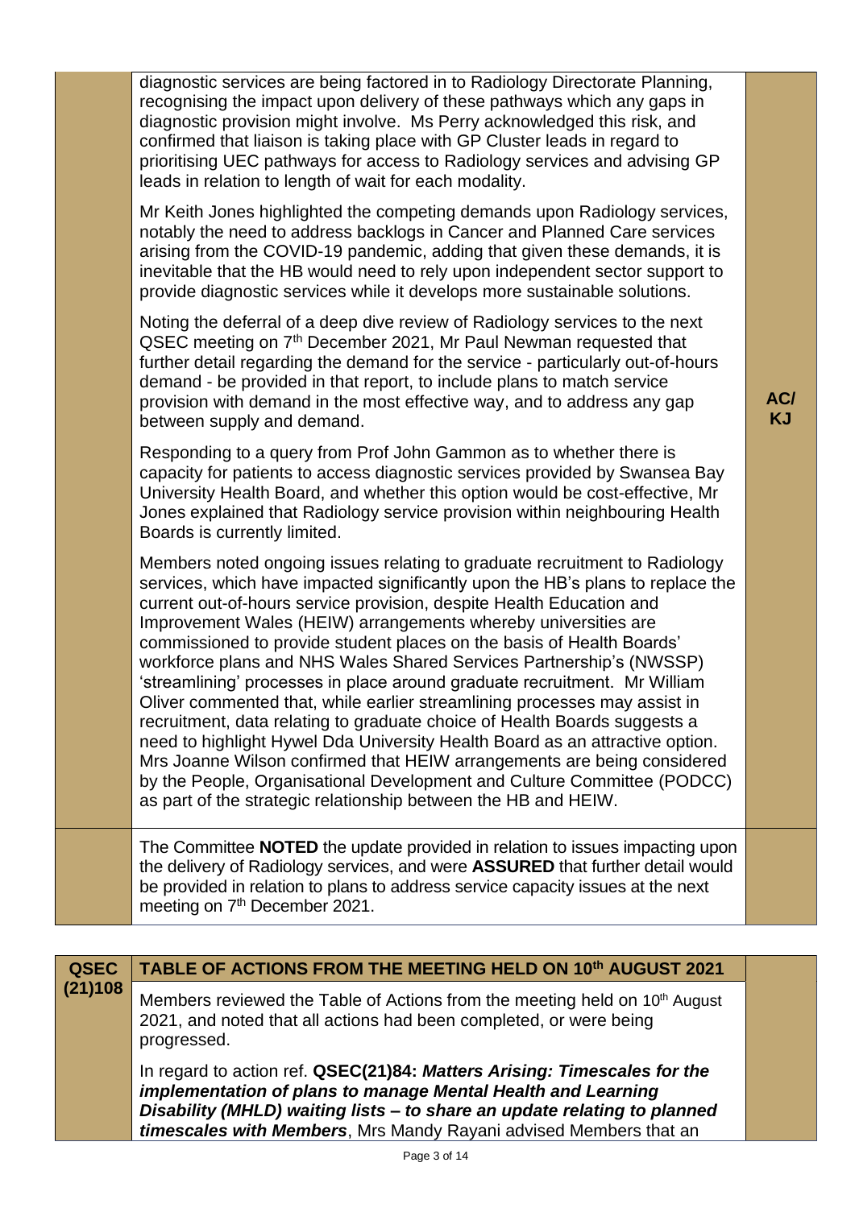| | | |
|---|---|---|
| | diagnostic services are being factored in to Radiology Directorate Planning, recognising the impact upon delivery of these pathways which any gaps in diagnostic provision might involve. Ms Perry acknowledged this risk, and confirmed that liaison is taking place with GP Cluster leads in regard to prioritising UEC pathways for access to Radiology services and advising GP leads in relation to length of wait for each modality.<br><br>Mr Keith Jones highlighted the competing demands upon Radiology services, notably the need to address backlogs in Cancer and Planned Care services arising from the COVID-19 pandemic, adding that given these demands, it is inevitable that the HB would need to rely upon independent sector support to provide diagnostic services while it develops more sustainable solutions.<br><br>Noting the deferral of a deep dive review of Radiology services to the next QSEC meeting on 7th December 2021, Mr Paul Newman requested that further detail regarding the demand for the service - particularly out-of-hours demand - be provided in that report, to include plans to match service provision with demand in the most effective way, and to address any gap between supply and demand.<br><br>Responding to a query from Prof John Gammon as to whether there is capacity for patients to access diagnostic services provided by Swansea Bay University Health Board, and whether this option would be cost-effective, Mr Jones explained that Radiology service provision within neighbouring Health Boards is currently limited.<br><br>Members noted ongoing issues relating to graduate recruitment to Radiology services, which have impacted significantly upon the HB's plans to replace the current out-of-hours service provision, despite Health Education and Improvement Wales (HEIW) arrangements whereby universities are commissioned to provide student places on the basis of Health Boards' workforce plans and NHS Wales Shared Services Partnership's (NWSSP) 'streamlining' processes in place around graduate recruitment. Mr William Oliver commented that, while earlier streamlining processes may assist in recruitment, data relating to graduate choice of Health Boards suggests a need to highlight Hywel Dda University Health Board as an attractive option. Mrs Joanne Wilson confirmed that HEIW arrangements are being considered by the People, Organisational Development and Culture Committee (PODCC) as part of the strategic relationship between the HB and HEIW. | **AC/ KJ** |
| | The Committee **NOTED** the update provided in relation to issues impacting upon the delivery of Radiology services, and were **ASSURED** that further detail would be provided in relation to plans to address service capacity issues at the next meeting on 7th December 2021. | |

| | | |
|---|---|---|
| **QSEC (21)108** | **TABLE OF ACTIONS FROM THE MEETING HELD ON 10th AUGUST 2021** | |
| | Members reviewed the Table of Actions from the meeting held on 10th August 2021, and noted that all actions had been completed, or were being progressed.<br><br>In regard to action ref. **QSEC(21)84:** ***Matters Arising: Timescales for the implementation of plans to manage Mental Health and Learning Disability (MHLD) waiting lists – to share an update relating to planned timescales with Members***, Mrs Mandy Rayani advised Members that an | |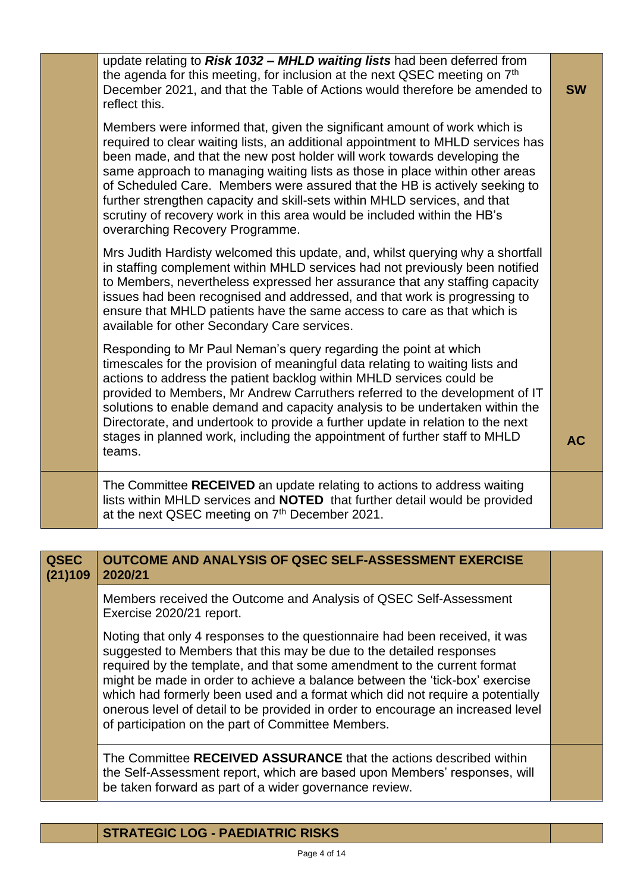| | | |
|---|---|---|
| | update relating to ***Risk 1032 – MHLD waiting lists*** had been deferred from the agenda for this meeting, for inclusion at the next QSEC meeting on 7th December 2021, and that the Table of Actions would therefore be amended to reflect this. | **SW** |
| | Members were informed that, given the significant amount of work which is required to clear waiting lists, an additional appointment to MHLD services has been made, and that the new post holder will work towards developing the same approach to managing waiting lists as those in place within other areas of Scheduled Care. Members were assured that the HB is actively seeking to further strengthen capacity and skill-sets within MHLD services, and that scrutiny of recovery work in this area would be included within the HB's overarching Recovery Programme. | |
| | Mrs Judith Hardisty welcomed this update, and, whilst querying why a shortfall in staffing complement within MHLD services had not previously been notified to Members, nevertheless expressed her assurance that any staffing capacity issues had been recognised and addressed, and that work is progressing to ensure that MHLD patients have the same access to care as that which is available for other Secondary Care services. | |
| | Responding to Mr Paul Neman's query regarding the point at which timescales for the provision of meaningful data relating to waiting lists and actions to address the patient backlog within MHLD services could be provided to Members, Mr Andrew Carruthers referred to the development of IT solutions to enable demand and capacity analysis to be undertaken within the Directorate, and undertook to provide a further update in relation to the next stages in planned work, including the appointment of further staff to MHLD teams. | **AC** |
| | The Committee **RECEIVED** an update relating to actions to address waiting lists within MHLD services and **NOTED** that further detail would be provided at the next QSEC meeting on 7th December 2021. | |

| | | |
|---|---|---|
| **QSEC (21)109** | **OUTCOME AND ANALYSIS OF QSEC SELF-ASSESSMENT EXERCISE 2020/21** | |
| | Members received the Outcome and Analysis of QSEC Self-Assessment Exercise 2020/21 report. | |
| | Noting that only 4 responses to the questionnaire had been received, it was suggested to Members that this may be due to the detailed responses required by the template, and that some amendment to the current format might be made in order to achieve a balance between the 'tick-box' exercise which had formerly been used and a format which did not require a potentially onerous level of detail to be provided in order to encourage an increased level of participation on the part of Committee Members. | |
| | The Committee **RECEIVED ASSURANCE** that the actions described within the Self-Assessment report, which are based upon Members' responses, will be taken forward as part of a wider governance review. | |

| | | |
|---|---|---|
| | **STRATEGIC LOG - PAEDIATRIC RISKS** | |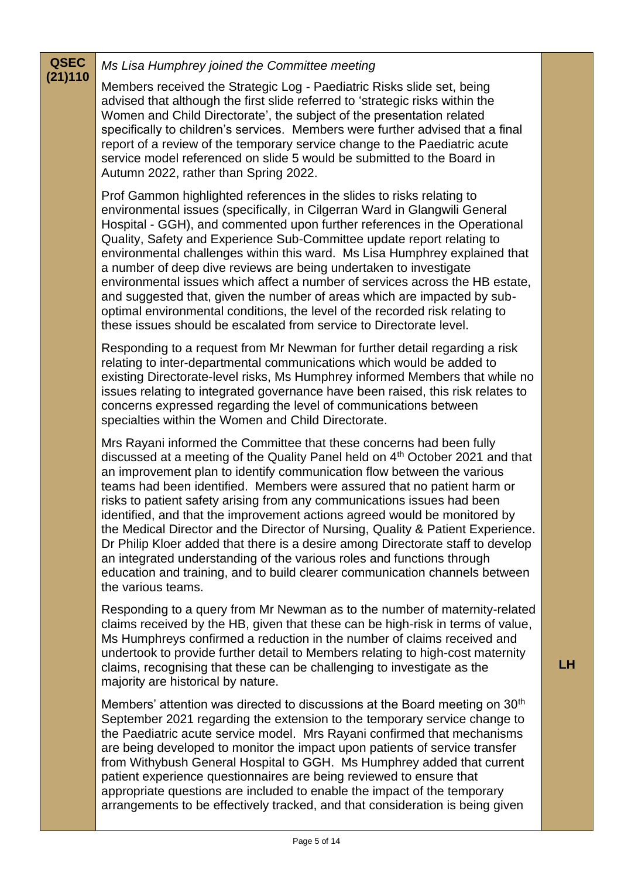| | | |
|---|---|---|
| **QSEC (21)110** | *Ms Lisa Humphrey joined the Committee meeting*<br><br>Members received the Strategic Log - Paediatric Risks slide set, being advised that although the first slide referred to 'strategic risks within the Women and Child Directorate', the subject of the presentation related specifically to children's services. Members were further advised that a final report of a review of the temporary service change to the Paediatric acute service model referenced on slide 5 would be submitted to the Board in Autumn 2022, rather than Spring 2022.<br><br>Prof Gammon highlighted references in the slides to risks relating to environmental issues (specifically, in Cilgerran Ward in Glangwili General Hospital - GGH), and commented upon further references in the Operational Quality, Safety and Experience Sub-Committee update report relating to environmental challenges within this ward. Ms Lisa Humphrey explained that a number of deep dive reviews are being undertaken to investigate environmental issues which affect a number of services across the HB estate, and suggested that, given the number of areas which are impacted by sub-optimal environmental conditions, the level of the recorded risk relating to these issues should be escalated from service to Directorate level.<br><br>Responding to a request from Mr Newman for further detail regarding a risk relating to inter-departmental communications which would be added to existing Directorate-level risks, Ms Humphrey informed Members that while no issues relating to integrated governance have been raised, this risk relates to concerns expressed regarding the level of communications between specialties within the Women and Child Directorate.<br><br>Mrs Rayani informed the Committee that these concerns had been fully discussed at a meeting of the Quality Panel held on 4th October 2021 and that an improvement plan to identify communication flow between the various teams had been identified. Members were assured that no patient harm or risks to patient safety arising from any communications issues had been identified, and that the improvement actions agreed would be monitored by the Medical Director and the Director of Nursing, Quality & Patient Experience. Dr Philip Kloer added that there is a desire among Directorate staff to develop an integrated understanding of the various roles and functions through education and training, and to build clearer communication channels between the various teams.<br><br>Responding to a query from Mr Newman as to the number of maternity-related claims received by the HB, given that these can be high-risk in terms of value, Ms Humphreys confirmed a reduction in the number of claims received and undertook to provide further detail to Members relating to high-cost maternity claims, recognising that these can be challenging to investigate as the majority are historical by nature.<br><br>Members' attention was directed to discussions at the Board meeting on 30th September 2021 regarding the extension to the temporary service change to the Paediatric acute service model. Mrs Rayani confirmed that mechanisms are being developed to monitor the impact upon patients of service transfer from Withybush General Hospital to GGH. Ms Humphrey added that current patient experience questionnaires are being reviewed to ensure that appropriate questions are included to enable the impact of the temporary arrangements to be effectively tracked, and that consideration is being given | <br><br><br><br><br><br><br><br><br><br><br><br><br><br><br><br><br><br><br><br><br><br><br><br><br><br><br><br><br><br><br><br><br><br><br>**LH** |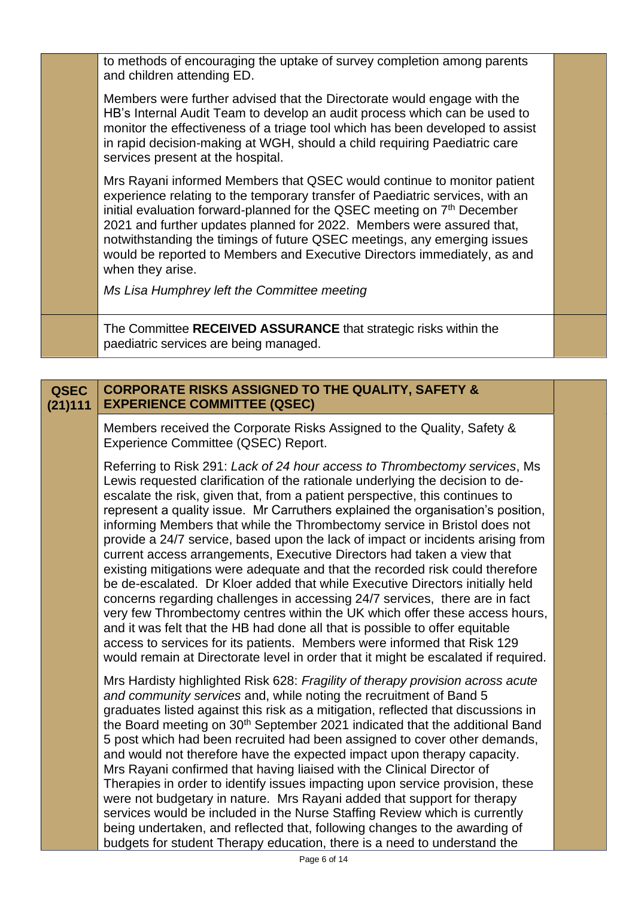to methods of encouraging the uptake of survey completion among parents and children attending ED.

Members were further advised that the Directorate would engage with the HB's Internal Audit Team to develop an audit process which can be used to monitor the effectiveness of a triage tool which has been developed to assist in rapid decision-making at WGH, should a child requiring Paediatric care services present at the hospital.

Mrs Rayani informed Members that QSEC would continue to monitor patient experience relating to the temporary transfer of Paediatric services, with an initial evaluation forward-planned for the QSEC meeting on 7th December 2021 and further updates planned for 2022. Members were assured that, notwithstanding the timings of future QSEC meetings, any emerging issues would be reported to Members and Executive Directors immediately, as and when they arise.

*Ms Lisa Humphrey left the Committee meeting*

The Committee **RECEIVED ASSURANCE** that strategic risks within the paediatric services are being managed.

## QSEC (21)111 CORPORATE RISKS ASSIGNED TO THE QUALITY, SAFETY & EXPERIENCE COMMITTEE (QSEC)

Members received the Corporate Risks Assigned to the Quality, Safety & Experience Committee (QSEC) Report.

Referring to Risk 291: *Lack of 24 hour access to Thrombectomy services*, Ms Lewis requested clarification of the rationale underlying the decision to de-escalate the risk, given that, from a patient perspective, this continues to represent a quality issue. Mr Carruthers explained the organisation's position, informing Members that while the Thrombectomy service in Bristol does not provide a 24/7 service, based upon the lack of impact or incidents arising from current access arrangements, Executive Directors had taken a view that existing mitigations were adequate and that the recorded risk could therefore be de-escalated. Dr Kloer added that while Executive Directors initially held concerns regarding challenges in accessing 24/7 services, there are in fact very few Thrombectomy centres within the UK which offer these access hours, and it was felt that the HB had done all that is possible to offer equitable access to services for its patients. Members were informed that Risk 129 would remain at Directorate level in order that it might be escalated if required.

Mrs Hardisty highlighted Risk 628: *Fragility of therapy provision across acute and community services* and, while noting the recruitment of Band 5 graduates listed against this risk as a mitigation, reflected that discussions in the Board meeting on 30th September 2021 indicated that the additional Band 5 post which had been recruited had been assigned to cover other demands, and would not therefore have the expected impact upon therapy capacity. Mrs Rayani confirmed that having liaised with the Clinical Director of Therapies in order to identify issues impacting upon service provision, these were not budgetary in nature. Mrs Rayani added that support for therapy services would be included in the Nurse Staffing Review which is currently being undertaken, and reflected that, following changes to the awarding of budgets for student Therapy education, there is a need to understand the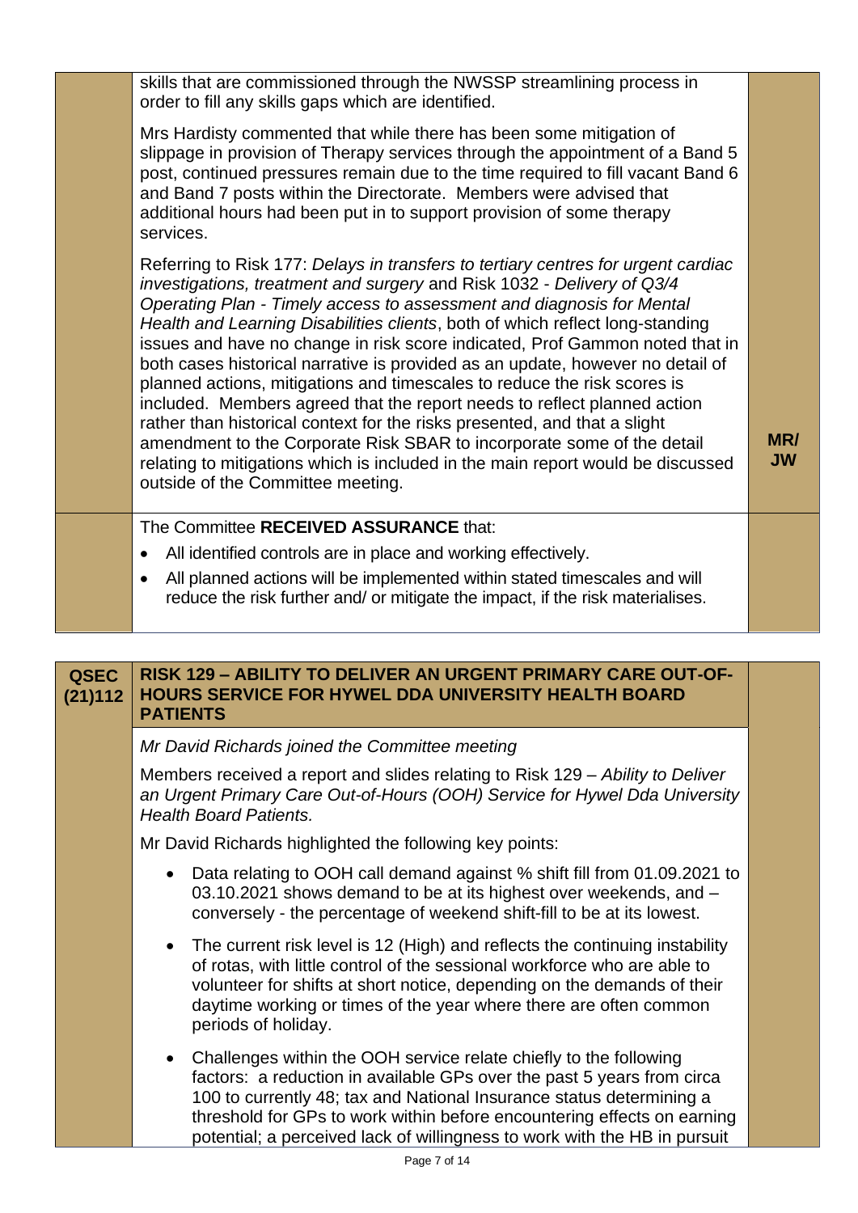| | | |
|---|---|---|
| | skills that are commissioned through the NWSSP streamlining process in order to fill any skills gaps which are identified.<br><br>Mrs Hardisty commented that while there has been some mitigation of slippage in provision of Therapy services through the appointment of a Band 5 post, continued pressures remain due to the time required to fill vacant Band 6 and Band 7 posts within the Directorate. Members were advised that additional hours had been put in to support provision of some therapy services.<br><br>Referring to Risk 177: *Delays in transfers to tertiary centres for urgent cardiac investigations, treatment and surgery* and Risk 1032 - *Delivery of Q3/4 Operating Plan - Timely access to assessment and diagnosis for Mental Health and Learning Disabilities clients*, both of which reflect long-standing issues and have no change in risk score indicated, Prof Gammon noted that in both cases historical narrative is provided as an update, however no detail of planned actions, mitigations and timescales to reduce the risk scores is included. Members agreed that the report needs to reflect planned action rather than historical context for the risks presented, and that a slight amendment to the Corporate Risk SBAR to incorporate some of the detail relating to mitigations which is included in the main report would be discussed outside of the Committee meeting. | **MR/ JW** |
| | The Committee **RECEIVED ASSURANCE** that:<br>• All identified controls are in place and working effectively.<br>• All planned actions will be implemented within stated timescales and will reduce the risk further and/ or mitigate the impact, if the risk materialises. | |

| | | |
|---|---|---|
| **QSEC (21)112** | **RISK 129 – ABILITY TO DELIVER AN URGENT PRIMARY CARE OUT-OF-HOURS SERVICE FOR HYWEL DDA UNIVERSITY HEALTH BOARD PATIENTS** | |
| | *Mr David Richards joined the Committee meeting*<br><br>Members received a report and slides relating to Risk 129 – *Ability to Deliver an Urgent Primary Care Out-of-Hours (OOH) Service for Hywel Dda University Health Board Patients.*<br><br>Mr David Richards highlighted the following key points:<br>• Data relating to OOH call demand against % shift fill from 01.09.2021 to 03.10.2021 shows demand to be at its highest over weekends, and – conversely - the percentage of weekend shift-fill to be at its lowest.<br>• The current risk level is 12 (High) and reflects the continuing instability of rotas, with little control of the sessional workforce who are able to volunteer for shifts at short notice, depending on the demands of their daytime working or times of the year where there are often common periods of holiday.<br>• Challenges within the OOH service relate chiefly to the following factors: a reduction in available GPs over the past 5 years from circa 100 to currently 48; tax and National Insurance status determining a threshold for GPs to work within before encountering effects on earning potential; a perceived lack of willingness to work with the HB in pursuit | |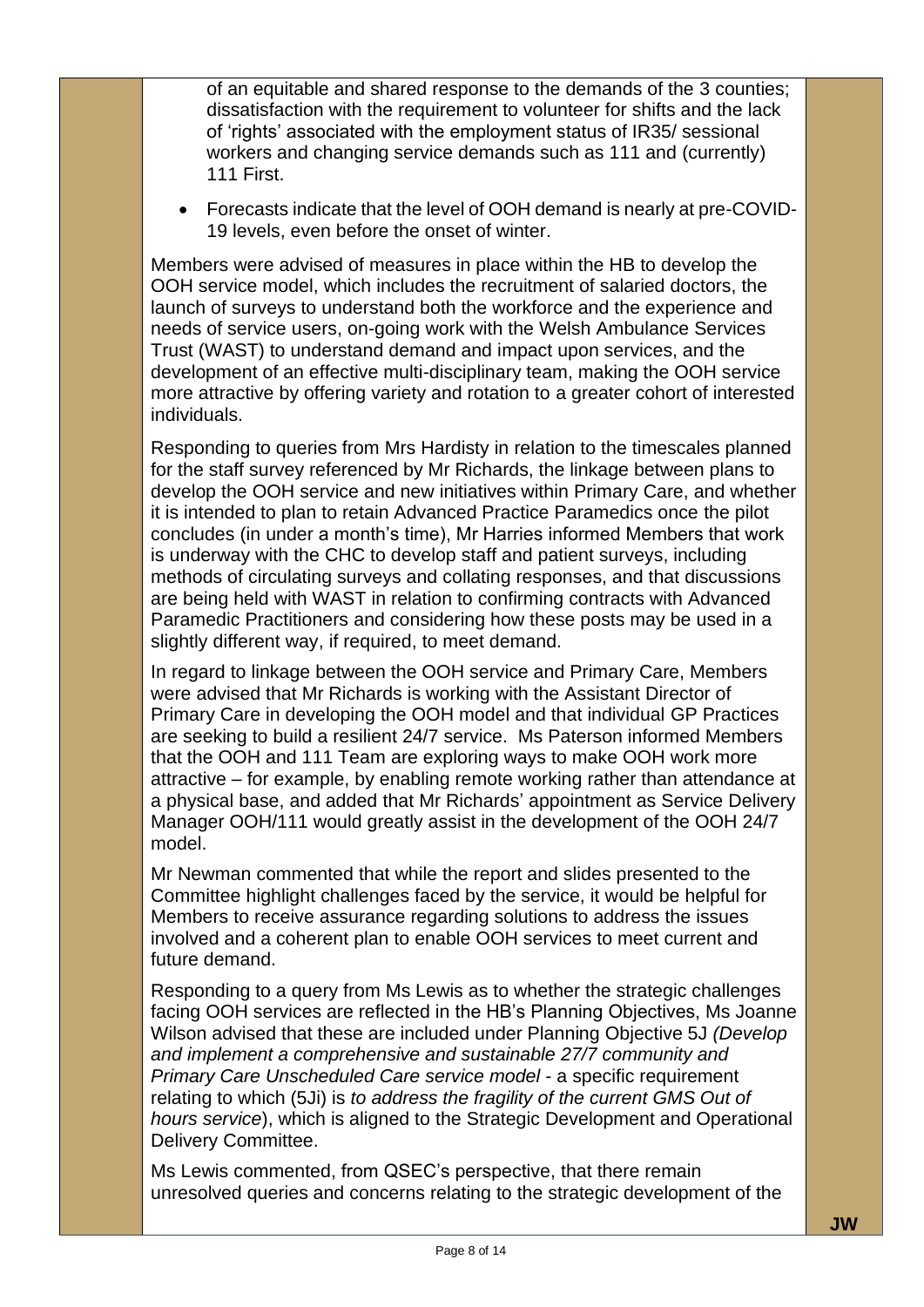of an equitable and shared response to the demands of the 3 counties; dissatisfaction with the requirement to volunteer for shifts and the lack of 'rights' associated with the employment status of IR35/ sessional workers and changing service demands such as 111 and (currently) 111 First.

- Forecasts indicate that the level of OOH demand is nearly at pre-COVID-19 levels, even before the onset of winter.

Members were advised of measures in place within the HB to develop the OOH service model, which includes the recruitment of salaried doctors, the launch of surveys to understand both the workforce and the experience and needs of service users, on-going work with the Welsh Ambulance Services Trust (WAST) to understand demand and impact upon services, and the development of an effective multi-disciplinary team, making the OOH service more attractive by offering variety and rotation to a greater cohort of interested individuals.

Responding to queries from Mrs Hardisty in relation to the timescales planned for the staff survey referenced by Mr Richards, the linkage between plans to develop the OOH service and new initiatives within Primary Care, and whether it is intended to plan to retain Advanced Practice Paramedics once the pilot concludes (in under a month's time), Mr Harries informed Members that work is underway with the CHC to develop staff and patient surveys, including methods of circulating surveys and collating responses, and that discussions are being held with WAST in relation to confirming contracts with Advanced Paramedic Practitioners and considering how these posts may be used in a slightly different way, if required, to meet demand.

In regard to linkage between the OOH service and Primary Care, Members were advised that Mr Richards is working with the Assistant Director of Primary Care in developing the OOH model and that individual GP Practices are seeking to build a resilient 24/7 service. Ms Paterson informed Members that the OOH and 111 Team are exploring ways to make OOH work more attractive – for example, by enabling remote working rather than attendance at a physical base, and added that Mr Richards' appointment as Service Delivery Manager OOH/111 would greatly assist in the development of the OOH 24/7 model.

Mr Newman commented that while the report and slides presented to the Committee highlight challenges faced by the service, it would be helpful for Members to receive assurance regarding solutions to address the issues involved and a coherent plan to enable OOH services to meet current and future demand.

Responding to a query from Ms Lewis as to whether the strategic challenges facing OOH services are reflected in the HB's Planning Objectives, Ms Joanne Wilson advised that these are included under Planning Objective 5J *(Develop and implement a comprehensive and sustainable 27/7 community and Primary Care Unscheduled Care service model* - a specific requirement relating to which (5Ji) is *to address the fragility of the current GMS Out of hours service*), which is aligned to the Strategic Development and Operational Delivery Committee.

Ms Lewis commented, from QSEC's perspective, that there remain unresolved queries and concerns relating to the strategic development of the

**JW**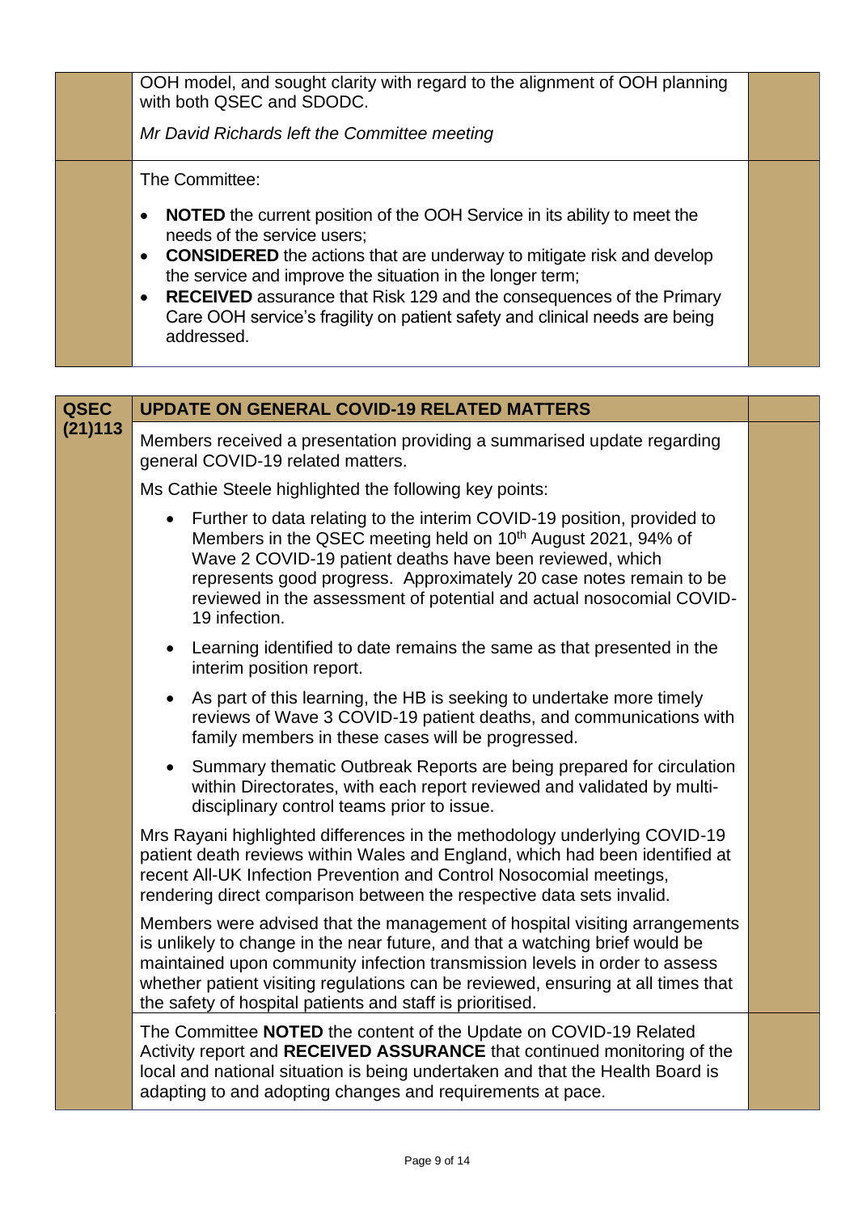| | | |
|---|---|---|
| | OOH model, and sought clarity with regard to the alignment of OOH planning with both QSEC and SDODC.<br><br>*Mr David Richards left the Committee meeting* | |
| | The Committee:<br><br>• **NOTED** the current position of the OOH Service in its ability to meet the needs of the service users;<br>• **CONSIDERED** the actions that are underway to mitigate risk and develop the service and improve the situation in the longer term;<br>• **RECEIVED** assurance that Risk 129 and the consequences of the Primary Care OOH service's fragility on patient safety and clinical needs are being addressed. | |

| **QSEC (21)113** | **UPDATE ON GENERAL COVID-19 RELATED MATTERS** | |
|---|---|---|
| | Members received a presentation providing a summarised update regarding general COVID-19 related matters.<br><br>Ms Cathie Steele highlighted the following key points:<br><br>• Further to data relating to the interim COVID-19 position, provided to Members in the QSEC meeting held on 10th August 2021, 94% of Wave 2 COVID-19 patient deaths have been reviewed, which represents good progress. Approximately 20 case notes remain to be reviewed in the assessment of potential and actual nosocomial COVID-19 infection.<br>• Learning identified to date remains the same as that presented in the interim position report.<br>• As part of this learning, the HB is seeking to undertake more timely reviews of Wave 3 COVID-19 patient deaths, and communications with family members in these cases will be progressed.<br>• Summary thematic Outbreak Reports are being prepared for circulation within Directorates, with each report reviewed and validated by multi-disciplinary control teams prior to issue.<br><br>Mrs Rayani highlighted differences in the methodology underlying COVID-19 patient death reviews within Wales and England, which had been identified at recent All-UK Infection Prevention and Control Nosocomial meetings, rendering direct comparison between the respective data sets invalid.<br><br>Members were advised that the management of hospital visiting arrangements is unlikely to change in the near future, and that a watching brief would be maintained upon community infection transmission levels in order to assess whether patient visiting regulations can be reviewed, ensuring at all times that the safety of hospital patients and staff is prioritised. | |
| | The Committee **NOTED** the content of the Update on COVID-19 Related Activity report and **RECEIVED ASSURANCE** that continued monitoring of the local and national situation is being undertaken and that the Health Board is adapting to and adopting changes and requirements at pace. | |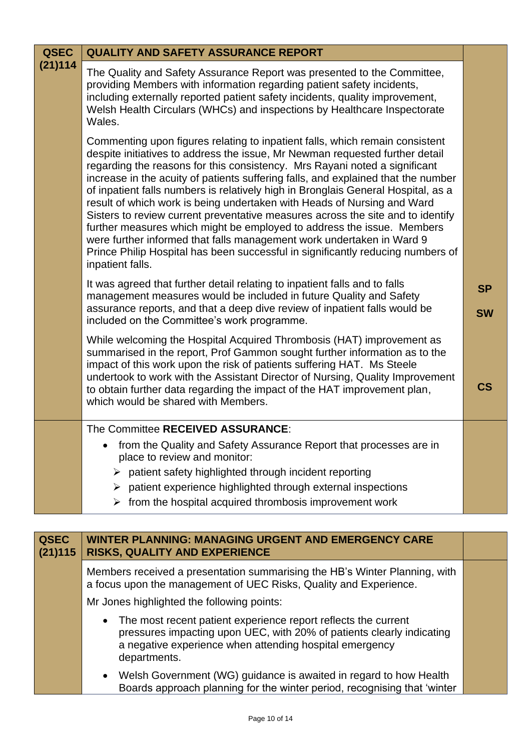| QSEC (21)114 | QUALITY AND SAFETY ASSURANCE REPORT | |
|---|---|---|
| | The Quality and Safety Assurance Report was presented to the Committee, providing Members with information regarding patient safety incidents, including externally reported patient safety incidents, quality improvement, Welsh Health Circulars (WHCs) and inspections by Healthcare Inspectorate Wales. | |
| | Commenting upon figures relating to inpatient falls, which remain consistent despite initiatives to address the issue, Mr Newman requested further detail regarding the reasons for this consistency. Mrs Rayani noted a significant increase in the acuity of patients suffering falls, and explained that the number of inpatient falls numbers is relatively high in Bronglais General Hospital, as a result of which work is being undertaken with Heads of Nursing and Ward Sisters to review current preventative measures across the site and to identify further measures which might be employed to address the issue. Members were further informed that falls management work undertaken in Ward 9 Prince Philip Hospital has been successful in significantly reducing numbers of inpatient falls. | |
| | It was agreed that further detail relating to inpatient falls and to falls management measures would be included in future Quality and Safety assurance reports, and that a deep dive review of inpatient falls would be included on the Committee's work programme. | **SP**<br><br>**SW** |
| | While welcoming the Hospital Acquired Thrombosis (HAT) improvement as summarised in the report, Prof Gammon sought further information as to the impact of this work upon the risk of patients suffering HAT. Ms Steele undertook to work with the Assistant Director of Nursing, Quality Improvement to obtain further data regarding the impact of the HAT improvement plan, which would be shared with Members. | **CS** |
| | The Committee **RECEIVED ASSURANCE**:<br>• from the Quality and Safety Assurance Report that processes are in place to review and monitor:<br>➢ patient safety highlighted through incident reporting<br>➢ patient experience highlighted through external inspections<br>➢ from the hospital acquired thrombosis improvement work | |

| QSEC (21)115 | WINTER PLANNING: MANAGING URGENT AND EMERGENCY CARE RISKS, QUALITY AND EXPERIENCE | |
|---|---|---|
| | Members received a presentation summarising the HB's Winter Planning, with a focus upon the management of UEC Risks, Quality and Experience.<br>Mr Jones highlighted the following points:<br>• The most recent patient experience report reflects the current pressures impacting upon UEC, with 20% of patients clearly indicating a negative experience when attending hospital emergency departments.<br>• Welsh Government (WG) guidance is awaited in regard to how Health Boards approach planning for the winter period, recognising that 'winter | |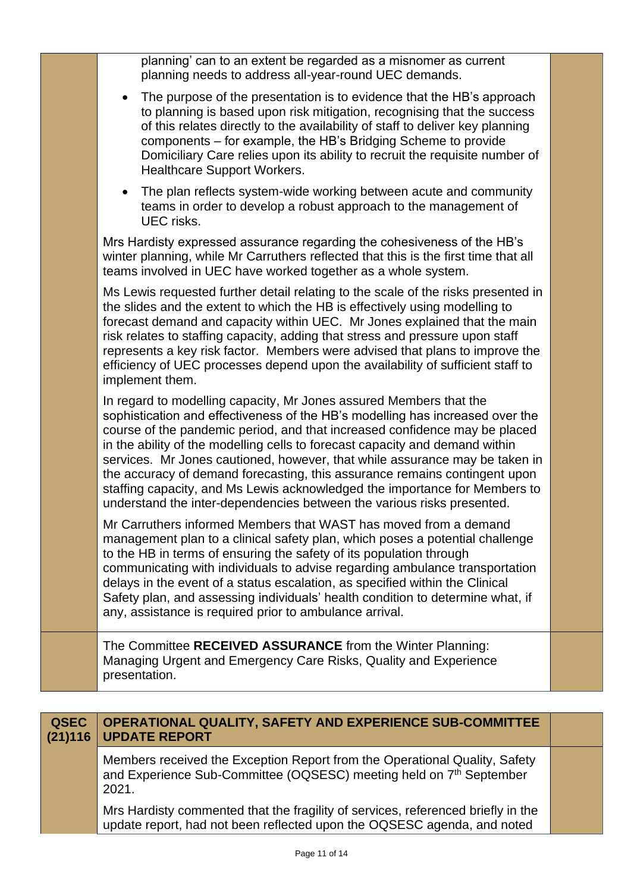planning' can to an extent be regarded as a misnomer as current planning needs to address all-year-round UEC demands.

- The purpose of the presentation is to evidence that the HB's approach to planning is based upon risk mitigation, recognising that the success of this relates directly to the availability of staff to deliver key planning components – for example, the HB's Bridging Scheme to provide Domiciliary Care relies upon its ability to recruit the requisite number of Healthcare Support Workers.
- The plan reflects system-wide working between acute and community teams in order to develop a robust approach to the management of UEC risks.

Mrs Hardisty expressed assurance regarding the cohesiveness of the HB's winter planning, while Mr Carruthers reflected that this is the first time that all teams involved in UEC have worked together as a whole system.

Ms Lewis requested further detail relating to the scale of the risks presented in the slides and the extent to which the HB is effectively using modelling to forecast demand and capacity within UEC. Mr Jones explained that the main risk relates to staffing capacity, adding that stress and pressure upon staff represents a key risk factor. Members were advised that plans to improve the efficiency of UEC processes depend upon the availability of sufficient staff to implement them.

In regard to modelling capacity, Mr Jones assured Members that the sophistication and effectiveness of the HB's modelling has increased over the course of the pandemic period, and that increased confidence may be placed in the ability of the modelling cells to forecast capacity and demand within services. Mr Jones cautioned, however, that while assurance may be taken in the accuracy of demand forecasting, this assurance remains contingent upon staffing capacity, and Ms Lewis acknowledged the importance for Members to understand the inter-dependencies between the various risks presented.

Mr Carruthers informed Members that WAST has moved from a demand management plan to a clinical safety plan, which poses a potential challenge to the HB in terms of ensuring the safety of its population through communicating with individuals to advise regarding ambulance transportation delays in the event of a status escalation, as specified within the Clinical Safety plan, and assessing individuals' health condition to determine what, if any, assistance is required prior to ambulance arrival.

The Committee **RECEIVED ASSURANCE** from the Winter Planning: Managing Urgent and Emergency Care Risks, Quality and Experience presentation.

## QSEC (21)116 OPERATIONAL QUALITY, SAFETY AND EXPERIENCE SUB-COMMITTEE UPDATE REPORT

Members received the Exception Report from the Operational Quality, Safety and Experience Sub-Committee (OQSESC) meeting held on 7th September 2021.

Mrs Hardisty commented that the fragility of services, referenced briefly in the update report, had not been reflected upon the OQSESC agenda, and noted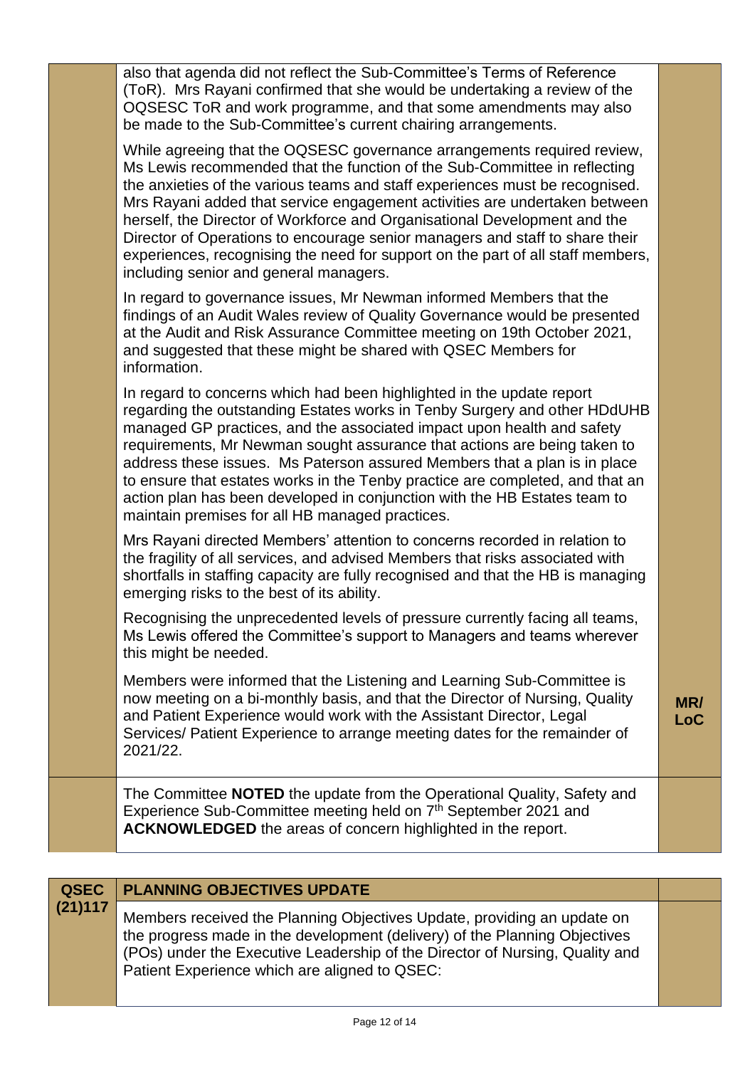| | | |
|---|---|---|
| | also that agenda did not reflect the Sub-Committee's Terms of Reference (ToR). Mrs Rayani confirmed that she would be undertaking a review of the OQSESC ToR and work programme, and that some amendments may also be made to the Sub-Committee's current chairing arrangements.<br><br>While agreeing that the OQSESC governance arrangements required review, Ms Lewis recommended that the function of the Sub-Committee in reflecting the anxieties of the various teams and staff experiences must be recognised. Mrs Rayani added that service engagement activities are undertaken between herself, the Director of Workforce and Organisational Development and the Director of Operations to encourage senior managers and staff to share their experiences, recognising the need for support on the part of all staff members, including senior and general managers.<br><br>In regard to governance issues, Mr Newman informed Members that the findings of an Audit Wales review of Quality Governance would be presented at the Audit and Risk Assurance Committee meeting on 19th October 2021, and suggested that these might be shared with QSEC Members for information.<br><br>In regard to concerns which had been highlighted in the update report regarding the outstanding Estates works in Tenby Surgery and other HDdUHB managed GP practices, and the associated impact upon health and safety requirements, Mr Newman sought assurance that actions are being taken to address these issues. Ms Paterson assured Members that a plan is in place to ensure that estates works in the Tenby practice are completed, and that an action plan has been developed in conjunction with the HB Estates team to maintain premises for all HB managed practices.<br><br>Mrs Rayani directed Members' attention to concerns recorded in relation to the fragility of all services, and advised Members that risks associated with shortfalls in staffing capacity are fully recognised and that the HB is managing emerging risks to the best of its ability.<br><br>Recognising the unprecedented levels of pressure currently facing all teams, Ms Lewis offered the Committee's support to Managers and teams wherever this might be needed.<br><br>Members were informed that the Listening and Learning Sub-Committee is now meeting on a bi-monthly basis, and that the Director of Nursing, Quality and Patient Experience would work with the Assistant Director, Legal Services/ Patient Experience to arrange meeting dates for the remainder of 2021/22. | MR/ LoC |
| | The Committee **NOTED** the update from the Operational Quality, Safety and Experience Sub-Committee meeting held on 7th September 2021 and **ACKNOWLEDGED** the areas of concern highlighted in the report. | |

| | | |
|---|---|---|
| **QSEC (21)117** | **PLANNING OBJECTIVES UPDATE** | |
| | Members received the Planning Objectives Update, providing an update on the progress made in the development (delivery) of the Planning Objectives (POs) under the Executive Leadership of the Director of Nursing, Quality and Patient Experience which are aligned to QSEC: | |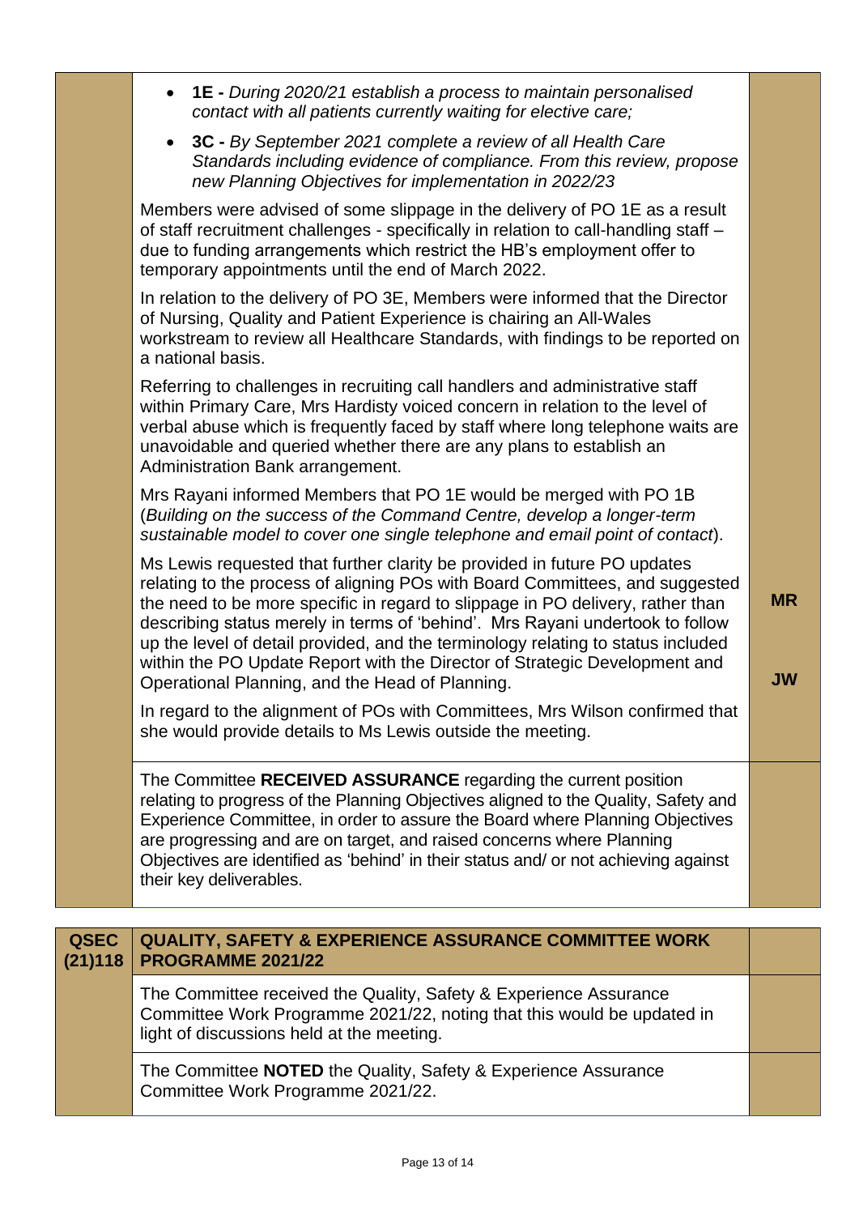| | | |
|---|---|---|
| | • **1E -** *During 2020/21 establish a process to maintain personalised contact with all patients currently waiting for elective care;*<br>• **3C -** *By September 2021 complete a review of all Health Care Standards including evidence of compliance. From this review, propose new Planning Objectives for implementation in 2022/23*<br><br>Members were advised of some slippage in the delivery of PO 1E as a result of staff recruitment challenges - specifically in relation to call-handling staff – due to funding arrangements which restrict the HB's employment offer to temporary appointments until the end of March 2022.<br><br>In relation to the delivery of PO 3E, Members were informed that the Director of Nursing, Quality and Patient Experience is chairing an All-Wales workstream to review all Healthcare Standards, with findings to be reported on a national basis.<br><br>Referring to challenges in recruiting call handlers and administrative staff within Primary Care, Mrs Hardisty voiced concern in relation to the level of verbal abuse which is frequently faced by staff where long telephone waits are unavoidable and queried whether there are any plans to establish an Administration Bank arrangement.<br><br>Mrs Rayani informed Members that PO 1E would be merged with PO 1B (*Building on the success of the Command Centre, develop a longer-term sustainable model to cover one single telephone and email point of contact*).<br><br>Ms Lewis requested that further clarity be provided in future PO updates relating to the process of aligning POs with Board Committees, and suggested the need to be more specific in regard to slippage in PO delivery, rather than describing status merely in terms of 'behind'. Mrs Rayani undertook to follow up the level of detail provided, and the terminology relating to status included within the PO Update Report with the Director of Strategic Development and Operational Planning, and the Head of Planning.<br><br>In regard to the alignment of POs with Committees, Mrs Wilson confirmed that she would provide details to Ms Lewis outside the meeting. | **MR**<br><br>**JW** |
| | The Committee **RECEIVED ASSURANCE** regarding the current position relating to progress of the Planning Objectives aligned to the Quality, Safety and Experience Committee, in order to assure the Board where Planning Objectives are progressing and are on target, and raised concerns where Planning Objectives are identified as 'behind' in their status and/ or not achieving against their key deliverables. | |

| | | |
|---|---|---|
| **QSEC (21)118** | **QUALITY, SAFETY & EXPERIENCE ASSURANCE COMMITTEE WORK PROGRAMME 2021/22** | |
| | The Committee received the Quality, Safety & Experience Assurance Committee Work Programme 2021/22, noting that this would be updated in light of discussions held at the meeting. | |
| | The Committee **NOTED** the Quality, Safety & Experience Assurance Committee Work Programme 2021/22. | |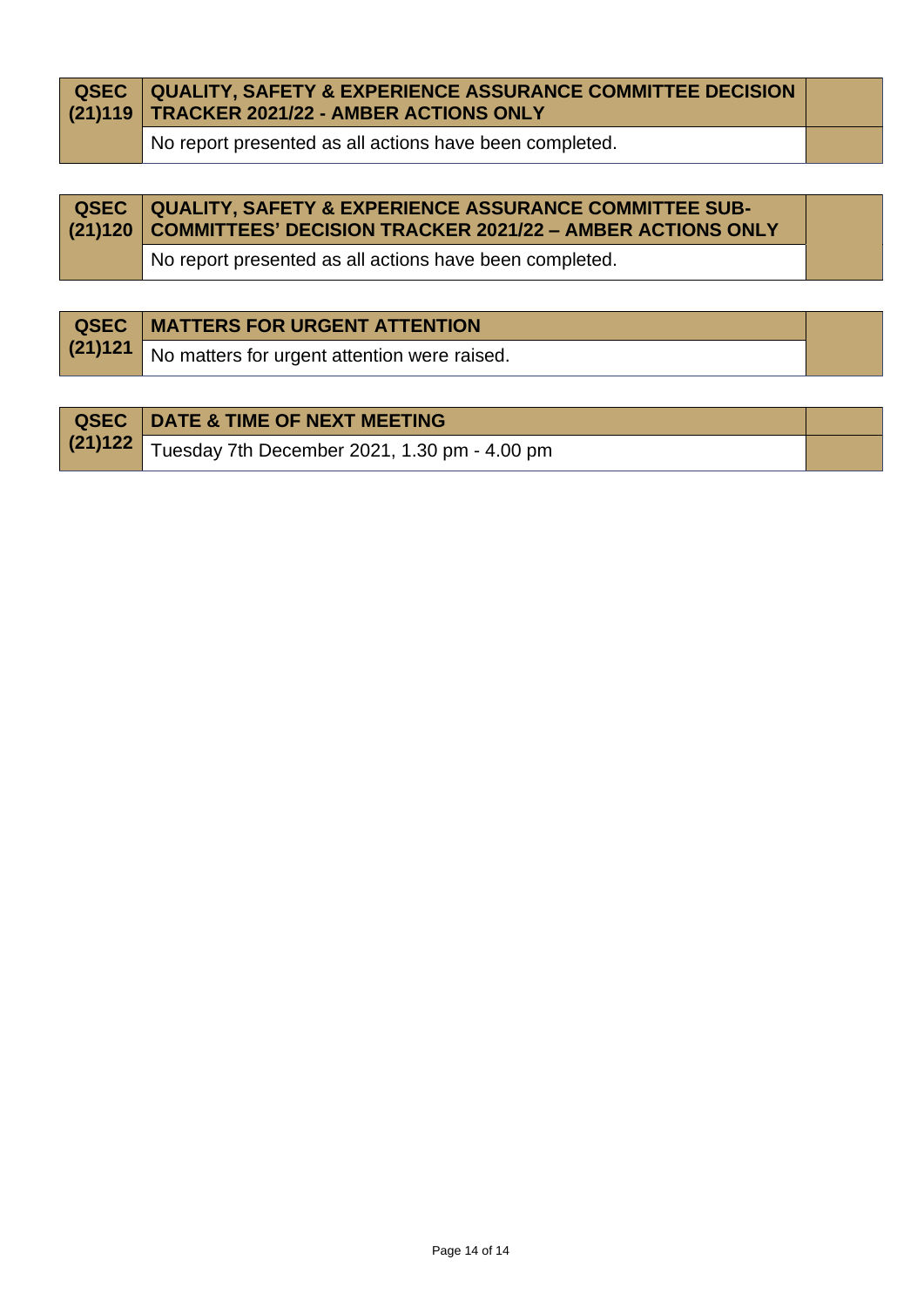| QSEC (21)119 | QUALITY, SAFETY & EXPERIENCE ASSURANCE COMMITTEE DECISION TRACKER 2021/22 - AMBER ACTIONS ONLY | |
|---|---|---|
| | No report presented as all actions have been completed. | |

| QSEC (21)120 | QUALITY, SAFETY & EXPERIENCE ASSURANCE COMMITTEE SUB-COMMITTEES' DECISION TRACKER 2021/22 – AMBER ACTIONS ONLY | |
|---|---|---|
| | No report presented as all actions have been completed. | |

| QSEC (21)121 | MATTERS FOR URGENT ATTENTION | |
|---|---|---|
| | No matters for urgent attention were raised. | |

| QSEC (21)122 | DATE & TIME OF NEXT MEETING | |
|---|---|---|
| | Tuesday 7th December 2021, 1.30 pm - 4.00 pm | |